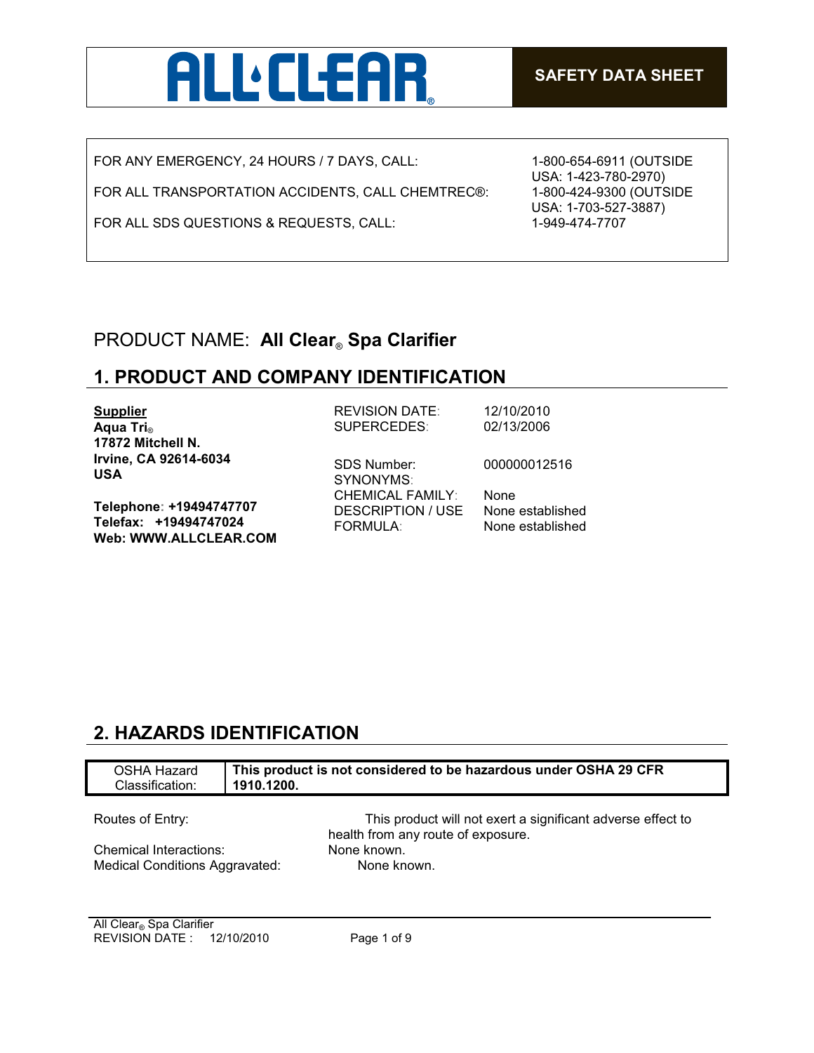**ALL CLEAR®**

**SAFETY DATA SHEET**

| | |
|---|---|
| FOR ANY EMERGENCY, 24 HOURS / 7 DAYS, CALL: | 1-800-654-6911 (OUTSIDE USA: 1-423-780-2970) |
| FOR ALL TRANSPORTATION ACCIDENTS, CALL CHEMTREC®: | 1-800-424-9300 (OUTSIDE USA: 1-703-527-3887) |
| FOR ALL SDS QUESTIONS & REQUESTS, CALL: | 1-949-474-7707 |

PRODUCT NAME: **All Clear® Spa Clarifier**

## 1. PRODUCT AND COMPANY IDENTIFICATION

**Supplier**
**Aqua Tri®**
**17872 Mitchell N.**
**Irvine, CA 92614-6034**
**USA**

**Telephone: +19494747707**
**Telefax: +19494747024**
**Web: WWW.ALLCLEAR.COM**

| | |
|---|---|
| REVISION DATE: | 12/10/2010 |
| SUPERCEDES: | 02/13/2006 |
| SDS Number: | 000000012516 |
| SYNONYMS: | |
| CHEMICAL FAMILY: | None |
| DESCRIPTION / USE | None established |
| FORMULA: | None established |

## 2. HAZARDS IDENTIFICATION

| OSHA Hazard Classification: | **This product is not considered to be hazardous under OSHA 29 CFR 1910.1200.** |
|---|---|

| | |
|---|---|
| Routes of Entry: | This product will not exert a significant adverse effect to health from any route of exposure. |
| Chemical Interactions: | None known. |
| Medical Conditions Aggravated: | None known. |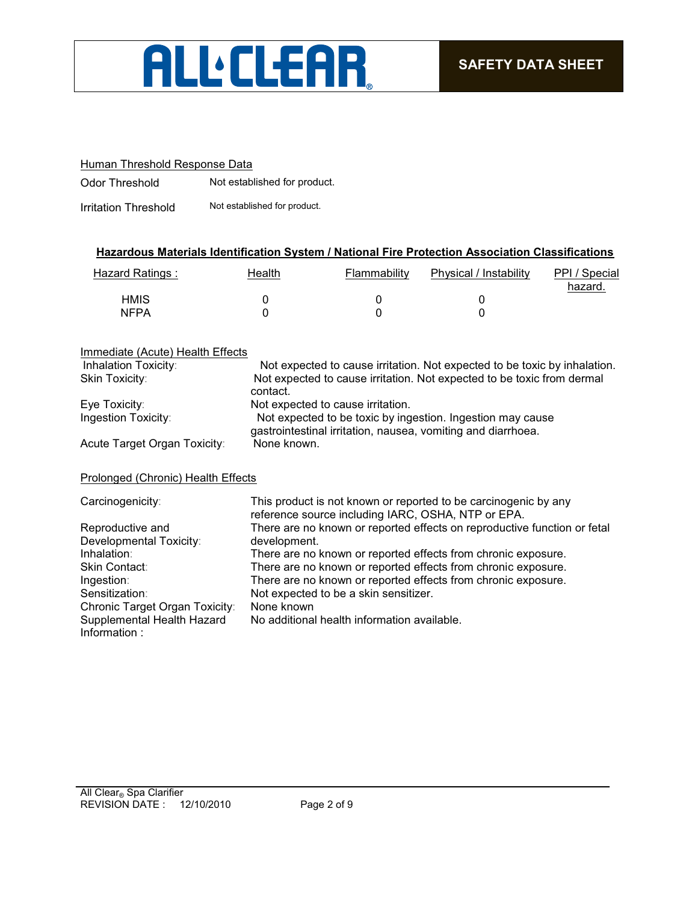Human Threshold Response Data

| | |
|---|---|
| Odor Threshold | Not established for product. |
| Irritation Threshold | Not established for product. |

## Hazardous Materials Identification System / National Fire Protection Association Classifications

| Hazard Ratings : | Health | Flammability | Physical / Instability | PPI / Special hazard. |
|---|---|---|---|---|
| HMIS | 0 | 0 | 0 | |
| NFPA | 0 | 0 | 0 | |

Immediate (Acute) Health Effects

| | |
|---|---|
| Inhalation Toxicity: | Not expected to cause irritation. Not expected to be toxic by inhalation. |
| Skin Toxicity: | Not expected to cause irritation. Not expected to be toxic from dermal contact. |
| Eye Toxicity: | Not expected to cause irritation. |
| Ingestion Toxicity: | Not expected to be toxic by ingestion. Ingestion may cause gastrointestinal irritation, nausea, vomiting and diarrhoea. |
| Acute Target Organ Toxicity: | None known. |

Prolonged (Chronic) Health Effects

| | |
|---|---|
| Carcinogenicity: | This product is not known or reported to be carcinogenic by any reference source including IARC, OSHA, NTP or EPA. |
| Reproductive and Developmental Toxicity: | There are no known or reported effects on reproductive function or fetal development. |
| Inhalation: | There are no known or reported effects from chronic exposure. |
| Skin Contact: | There are no known or reported effects from chronic exposure. |
| Ingestion: | There are no known or reported effects from chronic exposure. |
| Sensitization: | Not expected to be a skin sensitizer. |
| Chronic Target Organ Toxicity: | None known |
| Supplemental Health Hazard Information : | No additional health information available. |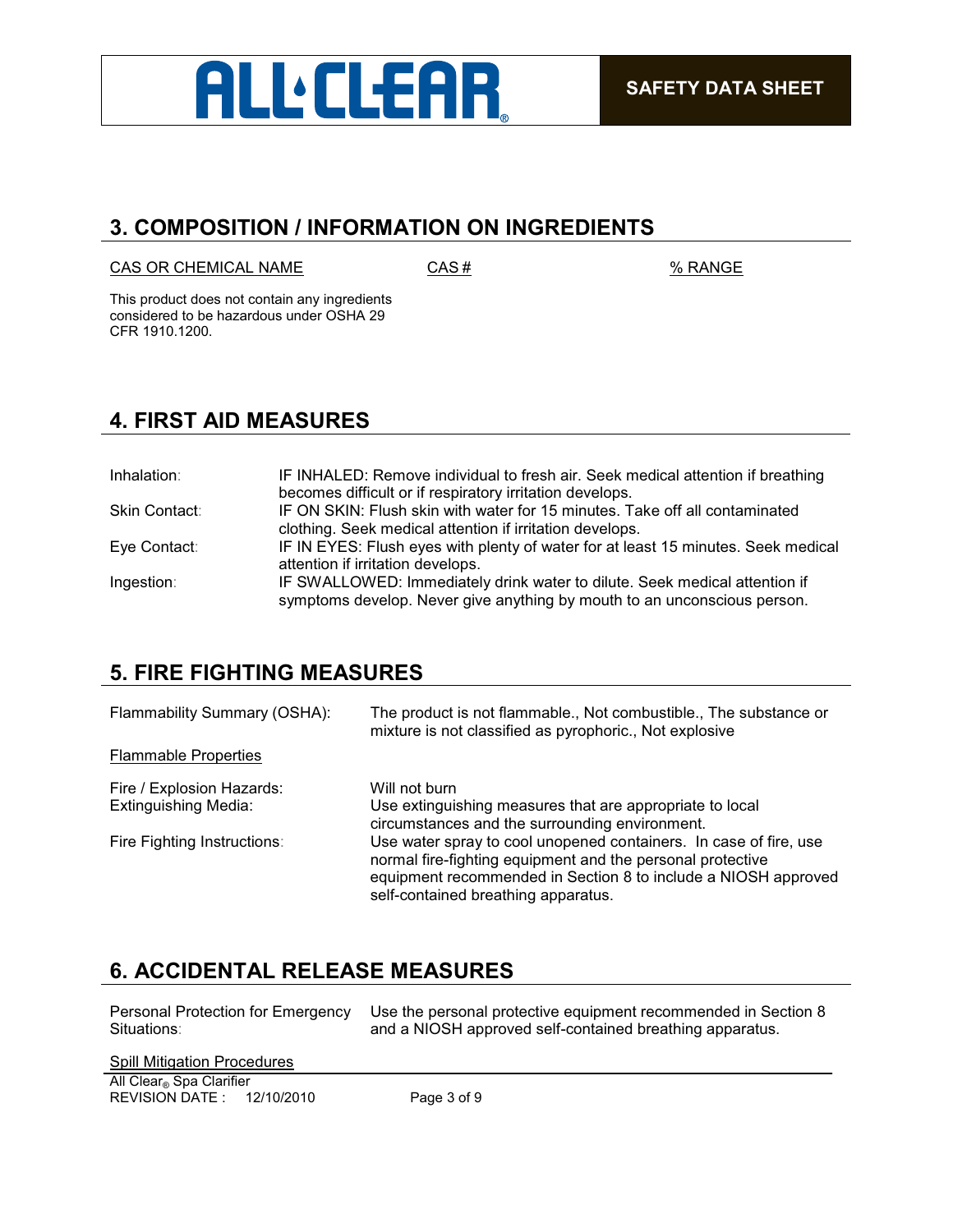## 3. COMPOSITION / INFORMATION ON INGREDIENTS

| CAS OR CHEMICAL NAME | CAS # | % RANGE |
|---|---|---|
| This product does not contain any ingredients considered to be hazardous under OSHA 29 CFR 1910.1200. | | |

## 4. FIRST AID MEASURES

| | |
|---|---|
| Inhalation: | IF INHALED: Remove individual to fresh air. Seek medical attention if breathing becomes difficult or if respiratory irritation develops. |
| Skin Contact: | IF ON SKIN: Flush skin with water for 15 minutes. Take off all contaminated clothing. Seek medical attention if irritation develops. |
| Eye Contact: | IF IN EYES: Flush eyes with plenty of water for at least 15 minutes. Seek medical attention if irritation develops. |
| Ingestion: | IF SWALLOWED: Immediately drink water to dilute. Seek medical attention if symptoms develop. Never give anything by mouth to an unconscious person. |

## 5. FIRE FIGHTING MEASURES

| | |
|---|---|
| Flammability Summary (OSHA): | The product is not flammable., Not combustible., The substance or mixture is not classified as pyrophoric., Not explosive |

Flammable Properties

| | |
|---|---|
| Fire / Explosion Hazards: | Will not burn |
| Extinguishing Media: | Use extinguishing measures that are appropriate to local circumstances and the surrounding environment. |
| Fire Fighting Instructions: | Use water spray to cool unopened containers. In case of fire, use normal fire-fighting equipment and the personal protective equipment recommended in Section 8 to include a NIOSH approved self-contained breathing apparatus. |

## 6. ACCIDENTAL RELEASE MEASURES

| | |
|---|---|
| Personal Protection for Emergency Situations: | Use the personal protective equipment recommended in Section 8 and a NIOSH approved self-contained breathing apparatus. |

Spill Mitigation Procedures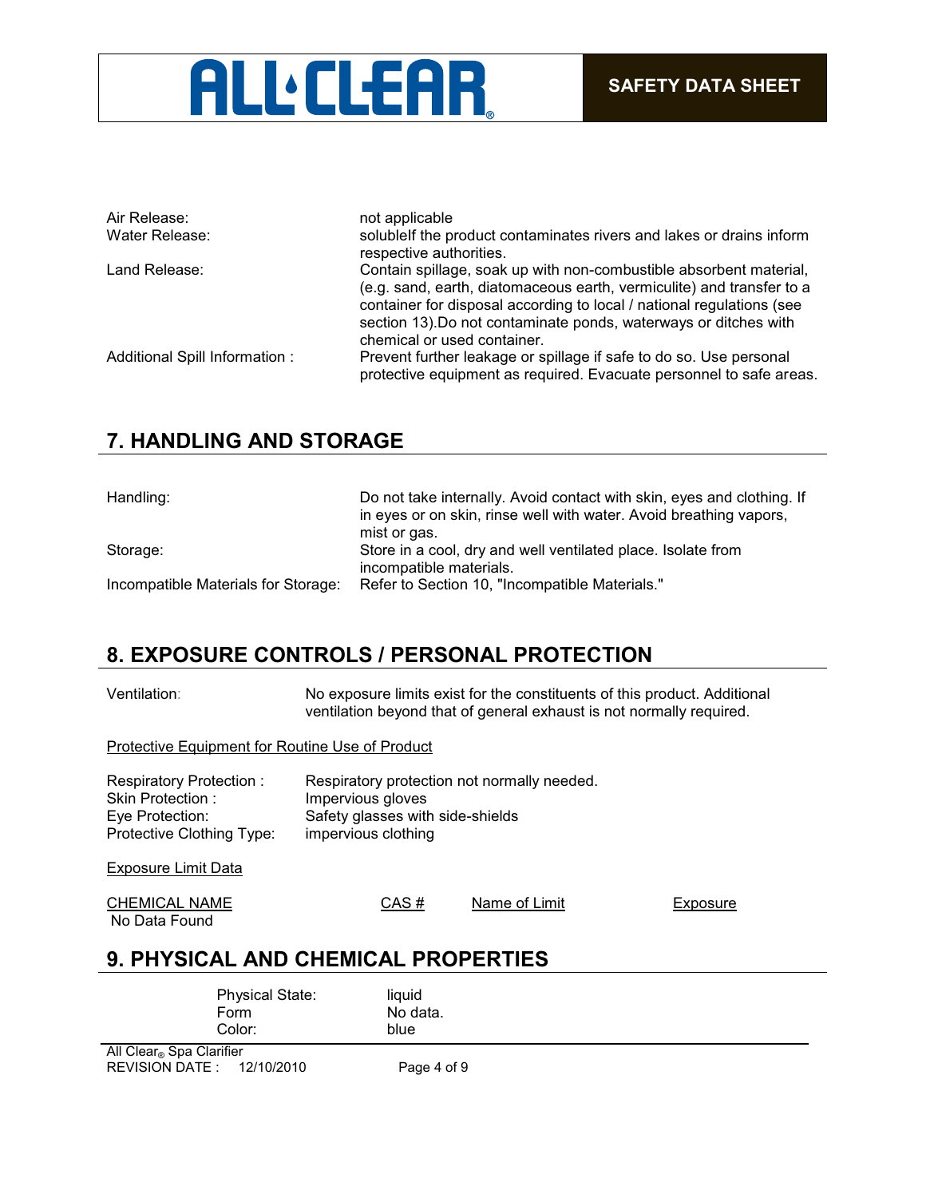| | |
|---|---|
| Air Release: | not applicable |
| Water Release: | solubleIf the product contaminates rivers and lakes or drains inform respective authorities. |
| Land Release: | Contain spillage, soak up with non-combustible absorbent material, (e.g. sand, earth, diatomaceous earth, vermiculite) and transfer to a container for disposal according to local / national regulations (see section 13).Do not contaminate ponds, waterways or ditches with chemical or used container. |
| Additional Spill Information : | Prevent further leakage or spillage if safe to do so. Use personal protective equipment as required. Evacuate personnel to safe areas. |

## 7. HANDLING AND STORAGE

| | |
|---|---|
| Handling: | Do not take internally. Avoid contact with skin, eyes and clothing. If in eyes or on skin, rinse well with water. Avoid breathing vapors, mist or gas. |
| Storage: | Store in a cool, dry and well ventilated place. Isolate from incompatible materials. |
| Incompatible Materials for Storage: | Refer to Section 10, "Incompatible Materials." |

## 8. EXPOSURE CONTROLS / PERSONAL PROTECTION

Ventilation: No exposure limits exist for the constituents of this product. Additional ventilation beyond that of general exhaust is not normally required.

Protective Equipment for Routine Use of Product

| | |
|---|---|
| Respiratory Protection : | Respiratory protection not normally needed. |
| Skin Protection : | Impervious gloves |
| Eye Protection: | Safety glasses with side-shields |
| Protective Clothing Type: | impervious clothing |

Exposure Limit Data

| CHEMICAL NAME | CAS # | Name of Limit | Exposure |
|---|---|---|---|
| No Data Found | | | |

## 9. PHYSICAL AND CHEMICAL PROPERTIES

| | |
|---|---|
| Physical State: | liquid |
| Form | No data. |
| Color: | blue |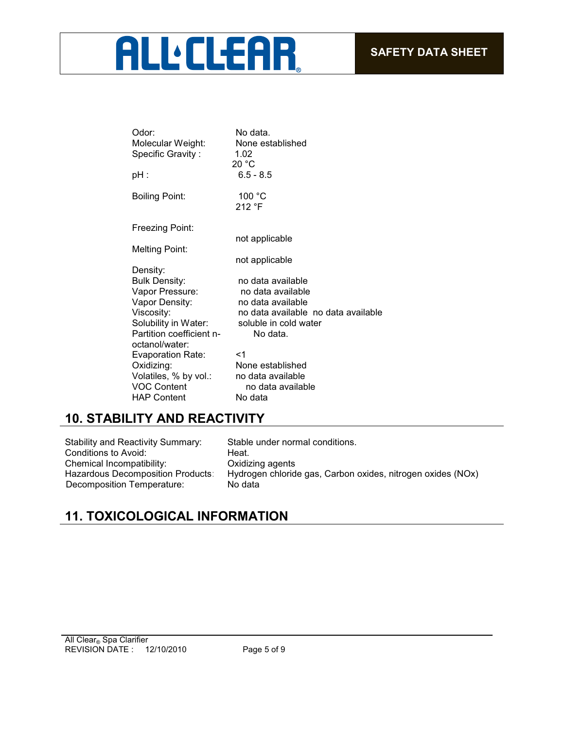| | |
|---|---|
| Odor: | No data. |
| Molecular Weight: | None established |
| Specific Gravity : | 1.02<br>20 °C |
| pH : | 6.5 - 8.5 |
| Boiling Point: | 100 °C<br>212 °F |
| Freezing Point: | not applicable |
| Melting Point: | not applicable |
| Density: | |
| Bulk Density: | no data available |
| Vapor Pressure: | no data available |
| Vapor Density: | no data available |
| Viscosity: | no data available  no data available |
| Solubility in Water: | soluble in cold water |
| Partition coefficient n-octanol/water: | No data. |
| Evaporation Rate: | <1 |
| Oxidizing: | None established |
| Volatiles, % by vol.: | no data available |
| VOC Content | no data available |
| HAP Content | No data |

## 10. STABILITY AND REACTIVITY

| | |
|---|---|
| Stability and Reactivity Summary: | Stable under normal conditions. |
| Conditions to Avoid: | Heat. |
| Chemical Incompatibility: | Oxidizing agents |
| Hazardous Decomposition Products: | Hydrogen chloride gas, Carbon oxides, nitrogen oxides (NOx) |
| Decomposition Temperature: | No data |

## 11. TOXICOLOGICAL INFORMATION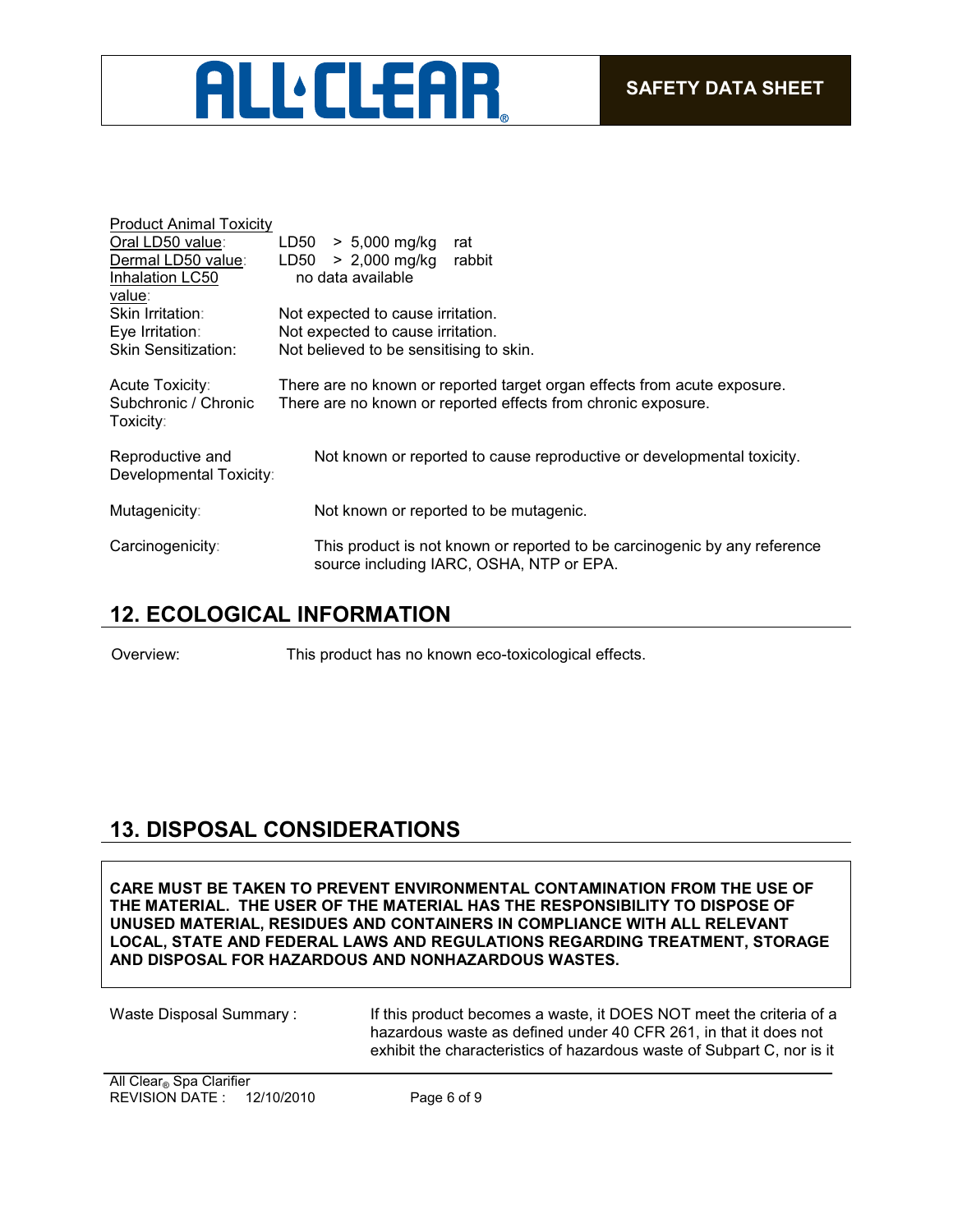Product Animal Toxicity

| | |
|---|---|
| Oral LD50 value: | LD50 > 5,000 mg/kg rat |
| Dermal LD50 value: | LD50 > 2,000 mg/kg rabbit |
| Inhalation LC50 value: | no data available |
| Skin Irritation: | Not expected to cause irritation. |
| Eye Irritation: | Not expected to cause irritation. |
| Skin Sensitization: | Not believed to be sensitising to skin. |

Acute Toxicity: There are no known or reported target organ effects from acute exposure.

Subchronic / Chronic Toxicity: There are no known or reported effects from chronic exposure.

Reproductive and Developmental Toxicity: Not known or reported to cause reproductive or developmental toxicity.

Mutagenicity: Not known or reported to be mutagenic.

Carcinogenicity: This product is not known or reported to be carcinogenic by any reference source including IARC, OSHA, NTP or EPA.

## 12. ECOLOGICAL INFORMATION

Overview: This product has no known eco-toxicological effects.

## 13. DISPOSAL CONSIDERATIONS

**CARE MUST BE TAKEN TO PREVENT ENVIRONMENTAL CONTAMINATION FROM THE USE OF THE MATERIAL. THE USER OF THE MATERIAL HAS THE RESPONSIBILITY TO DISPOSE OF UNUSED MATERIAL, RESIDUES AND CONTAINERS IN COMPLIANCE WITH ALL RELEVANT LOCAL, STATE AND FEDERAL LAWS AND REGULATIONS REGARDING TREATMENT, STORAGE AND DISPOSAL FOR HAZARDOUS AND NONHAZARDOUS WASTES.**

Waste Disposal Summary : If this product becomes a waste, it DOES NOT meet the criteria of a hazardous waste as defined under 40 CFR 261, in that it does not exhibit the characteristics of hazardous waste of Subpart C, nor is it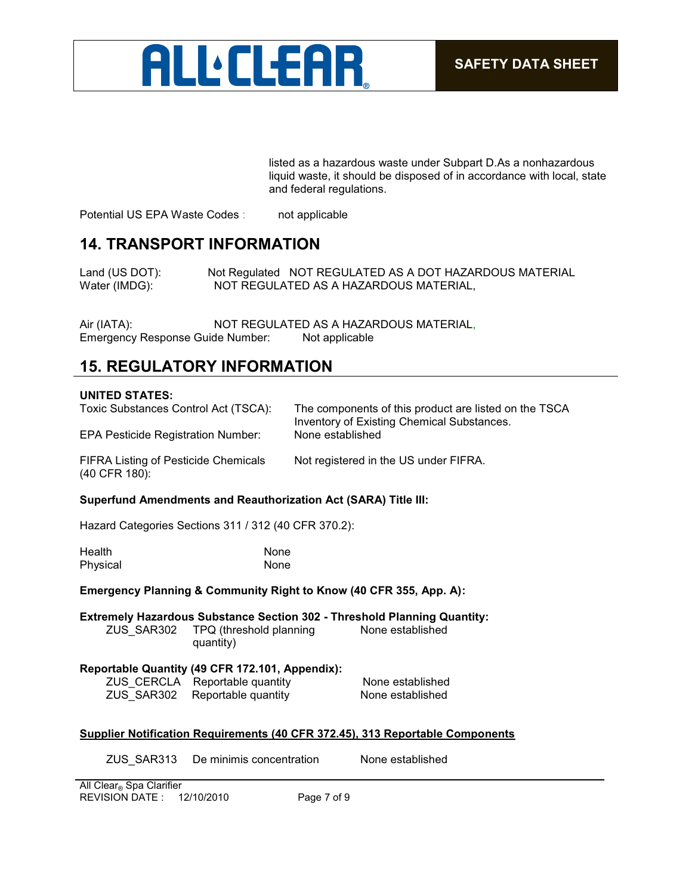listed as a hazardous waste under Subpart D.As a nonhazardous liquid waste, it should be disposed of in accordance with local, state and federal regulations.

Potential US EPA Waste Codes : not applicable

## 14. TRANSPORT INFORMATION

Land (US DOT): Not Regulated NOT REGULATED AS A DOT HAZARDOUS MATERIAL
Water (IMDG): NOT REGULATED AS A HAZARDOUS MATERIAL,

Air (IATA): NOT REGULATED AS A HAZARDOUS MATERIAL,
Emergency Response Guide Number: Not applicable

## 15. REGULATORY INFORMATION

**UNITED STATES:**

| | |
|---|---|
| Toxic Substances Control Act (TSCA): | The components of this product are listed on the TSCA Inventory of Existing Chemical Substances. |
| EPA Pesticide Registration Number: | None established |
| FIFRA Listing of Pesticide Chemicals (40 CFR 180): | Not registered in the US under FIFRA. |

**Superfund Amendments and Reauthorization Act (SARA) Title III:**

Hazard Categories Sections 311 / 312 (40 CFR 370.2):

| | |
|---|---|
| Health | None |
| Physical | None |

**Emergency Planning & Community Right to Know (40 CFR 355, App. A):**

**Extremely Hazardous Substance Section 302 - Threshold Planning Quantity:**

| | | |
|---|---|---|
| ZUS_SAR302 | TPQ (threshold planning quantity) | None established |

**Reportable Quantity (49 CFR 172.101, Appendix):**

| | | |
|---|---|---|
| ZUS_CERCLA | Reportable quantity | None established |
| ZUS_SAR302 | Reportable quantity | None established |

**Supplier Notification Requirements (40 CFR 372.45), 313 Reportable Components**

| | | |
|---|---|---|
| ZUS_SAR313 | De minimis concentration | None established |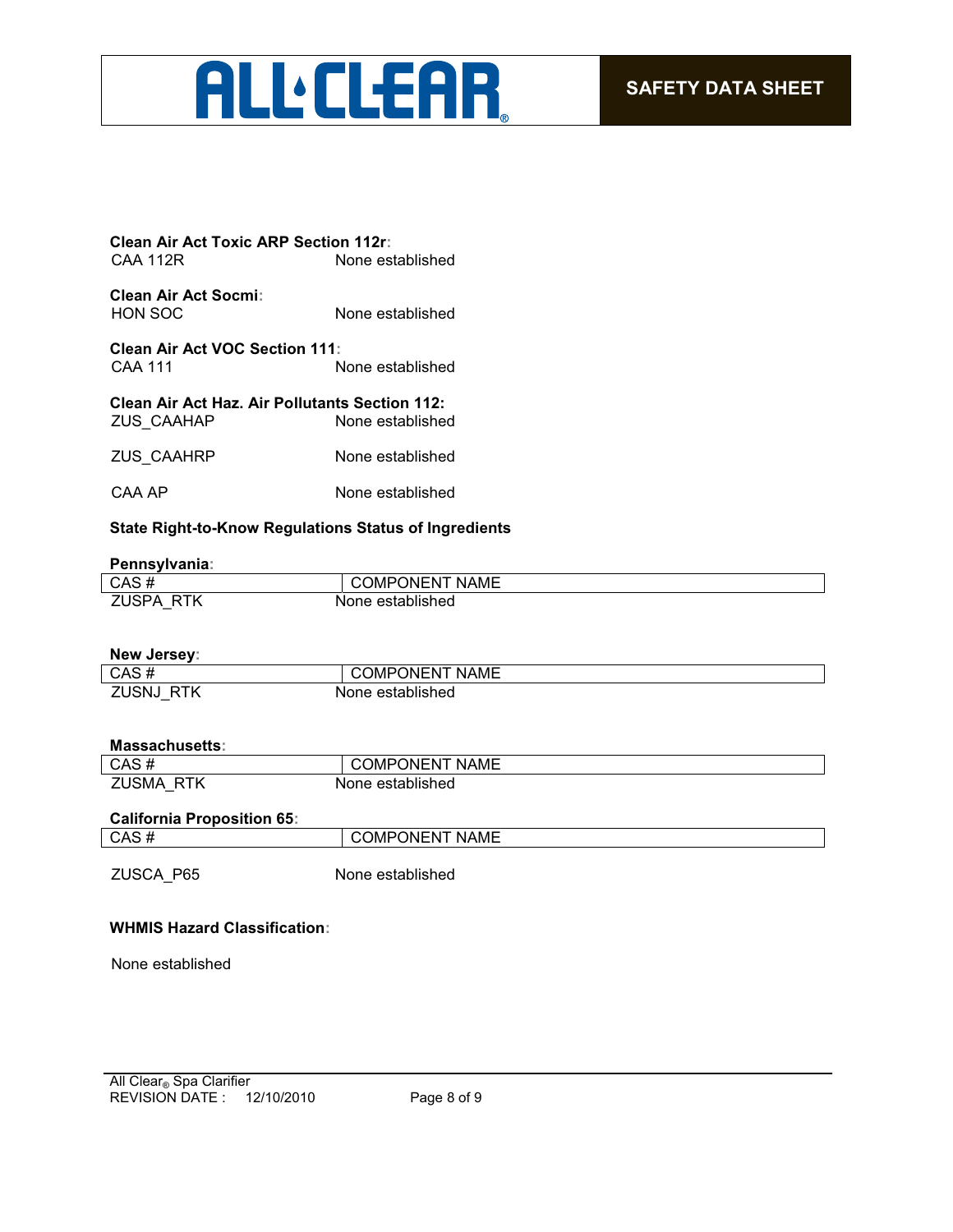**Clean Air Act Toxic ARP Section 112r:**

CAA 112R None established

**Clean Air Act Socmi:**

HON SOC None established

**Clean Air Act VOC Section 111:**

CAA 111 None established

**Clean Air Act Haz. Air Pollutants Section 112:**

ZUS_CAAHAP None established

ZUS_CAAHRP None established

CAA AP None established

**State Right-to-Know Regulations Status of Ingredients**

**Pennsylvania:**

| CAS # | COMPONENT NAME |
|---|---|
| ZUSPA_RTK | None established |

**New Jersey:**

| CAS # | COMPONENT NAME |
|---|---|
| ZUSNJ_RTK | None established |

**Massachusetts:**

| CAS # | COMPONENT NAME |
|---|---|
| ZUSMA_RTK | None established |

**California Proposition 65:**

| CAS # | COMPONENT NAME |
|---|---|
| ZUSCA_P65 | None established |

**WHMIS Hazard Classification:**

None established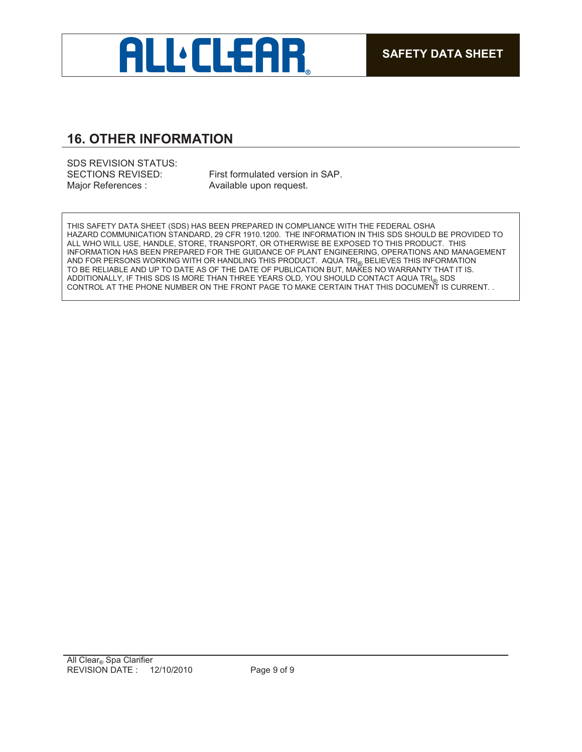## 16. OTHER INFORMATION

SDS REVISION STATUS:

SECTIONS REVISED: First formulated version in SAP.

Major References : Available upon request.

THIS SAFETY DATA SHEET (SDS) HAS BEEN PREPARED IN COMPLIANCE WITH THE FEDERAL OSHA HAZARD COMMUNICATION STANDARD, 29 CFR 1910.1200. THE INFORMATION IN THIS SDS SHOULD BE PROVIDED TO ALL WHO WILL USE, HANDLE, STORE, TRANSPORT, OR OTHERWISE BE EXPOSED TO THIS PRODUCT. THIS INFORMATION HAS BEEN PREPARED FOR THE GUIDANCE OF PLANT ENGINEERING, OPERATIONS AND MANAGEMENT AND FOR PERSONS WORKING WITH OR HANDLING THIS PRODUCT. AQUA TRI® BELIEVES THIS INFORMATION TO BE RELIABLE AND UP TO DATE AS OF THE DATE OF PUBLICATION BUT, MAKES NO WARRANTY THAT IT IS. ADDITIONALLY, IF THIS SDS IS MORE THAN THREE YEARS OLD, YOU SHOULD CONTACT AQUA TRI® SDS CONTROL AT THE PHONE NUMBER ON THE FRONT PAGE TO MAKE CERTAIN THAT THIS DOCUMENT IS CURRENT. .